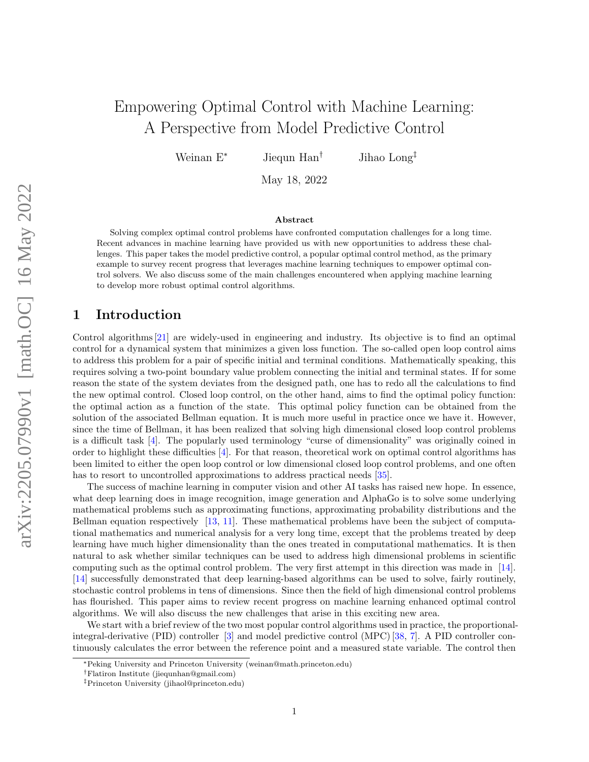# Empowering Optimal Control with Machine Learning: A Perspective from Model Predictive Control

Weinan E[*] Jiequn Han[†] Jihao Long[‡]

May 18, 2022

## Abstract

Solving complex optimal control problems have confronted computation challenges for a long time. Recent advances in machine learning have provided us with new opportunities to address these challenges. This paper takes the model predictive control, a popular optimal control method, as the primary example to survey recent progress that leverages machine learning techniques to empower optimal control solvers. We also discuss some of the main challenges encountered when applying machine learning to develop more robust optimal control algorithms.

## 1 Introduction

Control algorithms [21] are widely-used in engineering and industry. Its objective is to find an optimal control for a dynamical system that minimizes a given loss function. The so-called open loop control aims to address this problem for a pair of specific initial and terminal conditions. Mathematically speaking, this requires solving a two-point boundary value problem connecting the initial and terminal states. If for some reason the state of the system deviates from the designed path, one has to redo all the calculations to find the new optimal control. Closed loop control, on the other hand, aims to find the optimal policy function: the optimal action as a function of the state. This optimal policy function can be obtained from the solution of the associated Bellman equation. It is much more useful in practice once we have it. However, since the time of Bellman, it has been realized that solving high dimensional closed loop control problems is a difficult task [4]. The popularly used terminology "curse of dimensionality" was originally coined in order to highlight these difficulties [4]. For that reason, theoretical work on optimal control algorithms has been limited to either the open loop control or low dimensional closed loop control problems, and one often has to resort to uncontrolled approximations to address practical needs [35].

The success of machine learning in computer vision and other AI tasks has raised new hope. In essence, what deep learning does in image recognition, image generation and AlphaGo is to solve some underlying mathematical problems such as approximating functions, approximating probability distributions and the Bellman equation respectively [13, 11]. These mathematical problems have been the subject of computational mathematics and numerical analysis for a very long time, except that the problems treated by deep learning have much higher dimensionality than the ones treated in computational mathematics. It is then natural to ask whether similar techniques can be used to address high dimensional problems in scientific computing such as the optimal control problem. The very first attempt in this direction was made in [14]. [14] successfully demonstrated that deep learning-based algorithms can be used to solve, fairly routinely, stochastic control problems in tens of dimensions. Since then the field of high dimensional control problems has flourished. This paper aims to review recent progress on machine learning enhanced optimal control algorithms. We will also discuss the new challenges that arise in this exciting new area.

We start with a brief review of the two most popular control algorithms used in practice, the proportional-integral-derivative (PID) controller [3] and model predictive control (MPC) [38, 7]. A PID controller continuously calculates the error between the reference point and a measured state variable. The control then

---

[*] Peking University and Princeton University (weinan@math.princeton.edu)

[†] Flatiron Institute (jiequnhan@gmail.com)

[‡] Princeton University (jihaol@princeton.edu)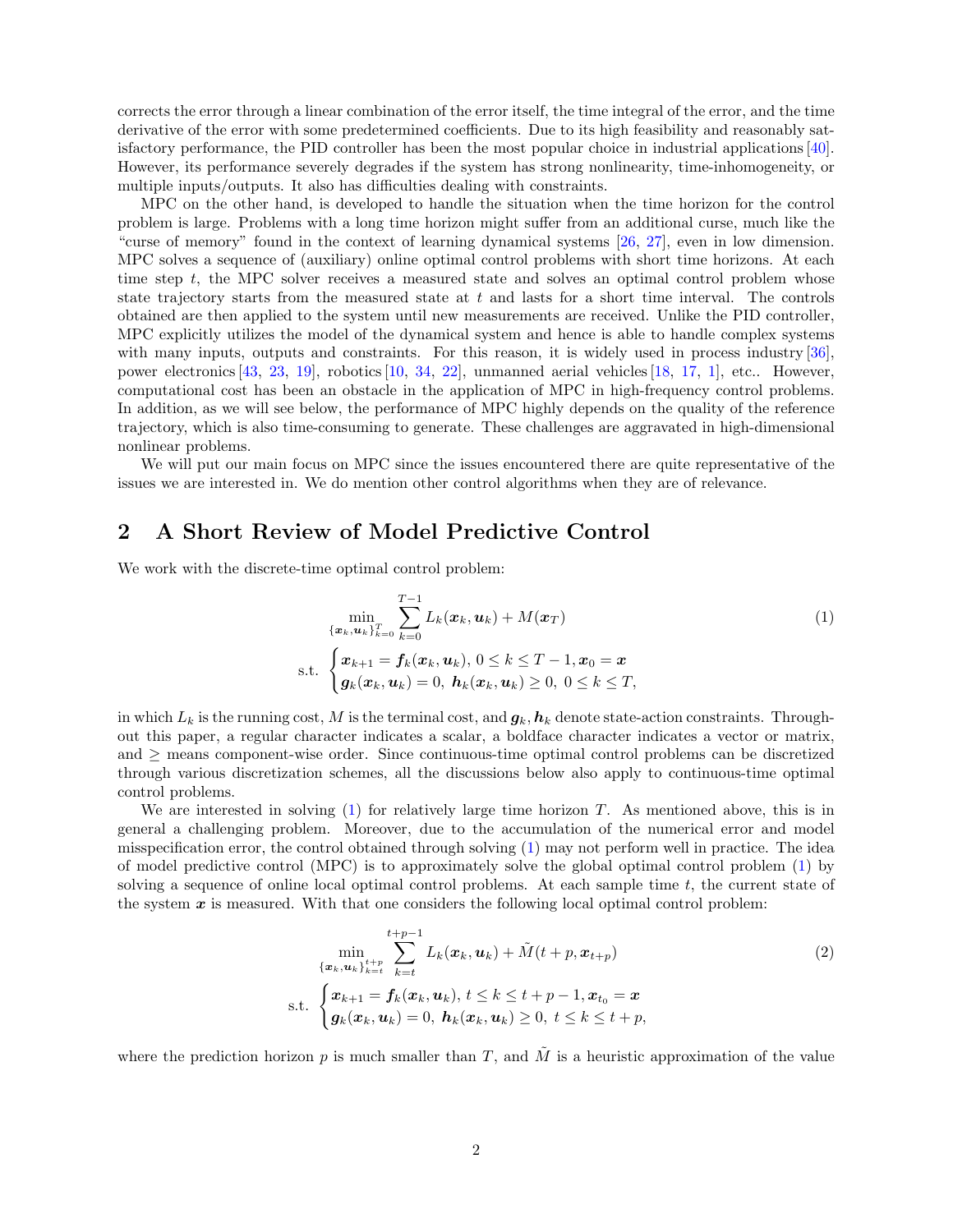corrects the error through a linear combination of the error itself, the time integral of the error, and the time derivative of the error with some predetermined coefficients. Due to its high feasibility and reasonably satisfactory performance, the PID controller has been the most popular choice in industrial applications [40]. However, its performance severely degrades if the system has strong nonlinearity, time-inhomogeneity, or multiple inputs/outputs. It also has difficulties dealing with constraints.

MPC on the other hand, is developed to handle the situation when the time horizon for the control problem is large. Problems with a long time horizon might suffer from an additional curse, much like the "curse of memory" found in the context of learning dynamical systems [26, 27], even in low dimension. MPC solves a sequence of (auxiliary) online optimal control problems with short time horizons. At each time step $t$, the MPC solver receives a measured state and solves an optimal control problem whose state trajectory starts from the measured state at $t$ and lasts for a short time interval. The controls obtained are then applied to the system until new measurements are received. Unlike the PID controller, MPC explicitly utilizes the model of the dynamical system and hence is able to handle complex systems with many inputs, outputs and constraints. For this reason, it is widely used in process industry [36], power electronics [43, 23, 19], robotics [10, 34, 22], unmanned aerial vehicles [18, 17, 1], etc.. However, computational cost has been an obstacle in the application of MPC in high-frequency control problems. In addition, as we will see below, the performance of MPC highly depends on the quality of the reference trajectory, which is also time-consuming to generate. These challenges are aggravated in high-dimensional nonlinear problems.

We will put our main focus on MPC since the issues encountered there are quite representative of the issues we are interested in. We do mention other control algorithms when they are of relevance.

## 2 A Short Review of Model Predictive Control

We work with the discrete-time optimal control problem:

$$
\begin{aligned}
&\min_{\{\boldsymbol{x}_k,\boldsymbol{u}_k\}_{k=0}^{T}} \sum_{k=0}^{T-1} L_k(\boldsymbol{x}_k,\boldsymbol{u}_k) + M(\boldsymbol{x}_T) \\
&\text{s.t.} \begin{cases} \boldsymbol{x}_{k+1} = \boldsymbol{f}_k(\boldsymbol{x}_k,\boldsymbol{u}_k),\ 0 \le k \le T-1, \boldsymbol{x}_0 = \boldsymbol{x} \\ \boldsymbol{g}_k(\boldsymbol{x}_k,\boldsymbol{u}_k) = 0,\ \boldsymbol{h}_k(\boldsymbol{x}_k,\boldsymbol{u}_k) \ge 0,\ 0 \le k \le T, \end{cases}
\end{aligned} \tag{1}
$$

in which $L_k$ is the running cost, $M$ is the terminal cost, and $\boldsymbol{g}_k, \boldsymbol{h}_k$ denote state-action constraints. Throughout this paper, a regular character indicates a scalar, a boldface character indicates a vector or matrix, and $\ge$ means component-wise order. Since continuous-time optimal control problems can be discretized through various discretization schemes, all the discussions below also apply to continuous-time optimal control problems.

We are interested in solving (1) for relatively large time horizon $T$. As mentioned above, this is in general a challenging problem. Moreover, due to the accumulation of the numerical error and model misspecification error, the control obtained through solving (1) may not perform well in practice. The idea of model predictive control (MPC) is to approximately solve the global optimal control problem (1) by solving a sequence of online local optimal control problems. At each sample time $t$, the current state of the system $\boldsymbol{x}$ is measured. With that one considers the following local optimal control problem:

$$
\begin{aligned}
&\min_{\{\boldsymbol{x}_k,\boldsymbol{u}_k\}_{k=t}^{t+p}} \sum_{k=t}^{t+p-1} L_k(\boldsymbol{x}_k,\boldsymbol{u}_k) + \tilde{M}(t+p,\boldsymbol{x}_{t+p}) \\
&\text{s.t.} \begin{cases} \boldsymbol{x}_{k+1} = \boldsymbol{f}_k(\boldsymbol{x}_k,\boldsymbol{u}_k),\ t \le k \le t+p-1, \boldsymbol{x}_{t_0} = \boldsymbol{x} \\ \boldsymbol{g}_k(\boldsymbol{x}_k,\boldsymbol{u}_k) = 0,\ \boldsymbol{h}_k(\boldsymbol{x}_k,\boldsymbol{u}_k) \ge 0,\ t \le k \le t+p, \end{cases}
\end{aligned} \tag{2}
$$

where the prediction horizon $p$ is much smaller than $T$, and $\tilde{M}$ is a heuristic approximation of the value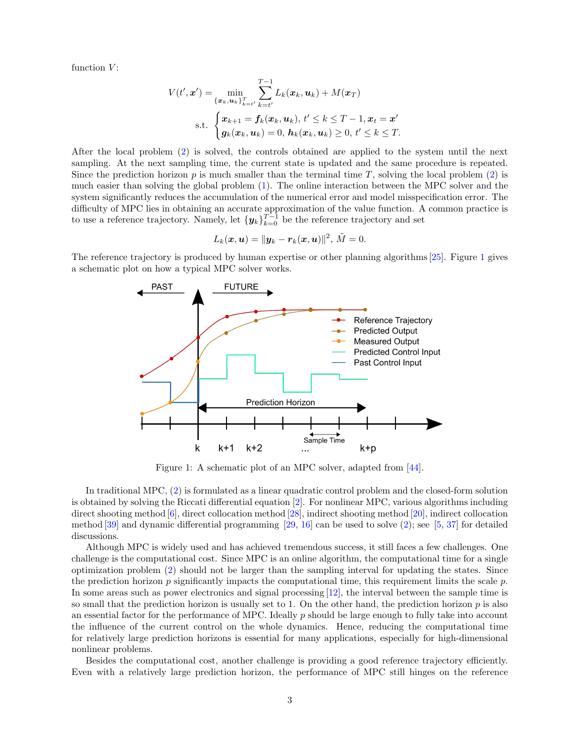function $V$:

$$V(t', \boldsymbol{x}') = \min_{\{\boldsymbol{x}_k, \boldsymbol{u}_k\}_{k=t'}^{T}} \sum_{k=t'}^{T-1} L_k(\boldsymbol{x}_k, \boldsymbol{u}_k) + M(\boldsymbol{x}_T)$$

$$\text{s.t.} \begin{cases} \boldsymbol{x}_{k+1} = \boldsymbol{f}_k(\boldsymbol{x}_k, \boldsymbol{u}_k), \ t' \leq k \leq T-1, \boldsymbol{x}_t = \boldsymbol{x}' \\ \boldsymbol{g}_k(\boldsymbol{x}_k, \boldsymbol{u}_k) = 0, \ \boldsymbol{h}_k(\boldsymbol{x}_k, \boldsymbol{u}_k) \geq 0, \ t' \leq k \leq T. \end{cases}$$

After the local problem (2) is solved, the controls obtained are applied to the system until the next sampling. At the next sampling time, the current state is updated and the same procedure is repeated. Since the prediction horizon $p$ is much smaller than the terminal time $T$, solving the local problem (2) is much easier than solving the global problem (1). The online interaction between the MPC solver and the system significantly reduces the accumulation of the numerical error and model misspecification error. The difficulty of MPC lies in obtaining an accurate approximation of the value function. A common practice is to use a reference trajectory. Namely, let $\{\boldsymbol{y}_k\}_{k=0}^{T-1}$ be the reference trajectory and set

$$L_k(\boldsymbol{x}, \boldsymbol{u}) = \|\boldsymbol{y}_k - \boldsymbol{r}_k(\boldsymbol{x}, \boldsymbol{u})\|^2, \ \tilde{M} = 0.$$

The reference trajectory is produced by human expertise or other planning algorithms [25]. Figure 1 gives a schematic plot on how a typical MPC solver works.

Figure 1: A schematic plot of an MPC solver, adapted from [44].

In traditional MPC, (2) is formulated as a linear quadratic control problem and the closed-form solution is obtained by solving the Riccati differential equation [2]. For nonlinear MPC, various algorithms including direct shooting method [6], direct collocation method [28], indirect shooting method [20], indirect collocation method [39] and dynamic differential programming [29, 16] can be used to solve (2); see [5, 37] for detailed discussions.

Although MPC is widely used and has achieved tremendous success, it still faces a few challenges. One challenge is the computational cost. Since MPC is an online algorithm, the computational time for a single optimization problem (2) should not be larger than the sampling interval for updating the states. Since the prediction horizon $p$ significantly impacts the computational time, this requirement limits the scale $p$. In some areas such as power electronics and signal processing [12], the interval between the sample time is so small that the prediction horizon is usually set to 1. On the other hand, the prediction horizon $p$ is also an essential factor for the performance of MPC. Ideally $p$ should be large enough to fully take into account the influence of the current control on the whole dynamics. Hence, reducing the computational time for relatively large prediction horizons is essential for many applications, especially for high-dimensional nonlinear problems.

Besides the computational cost, another challenge is providing a good reference trajectory efficiently. Even with a relatively large prediction horizon, the performance of MPC still hinges on the reference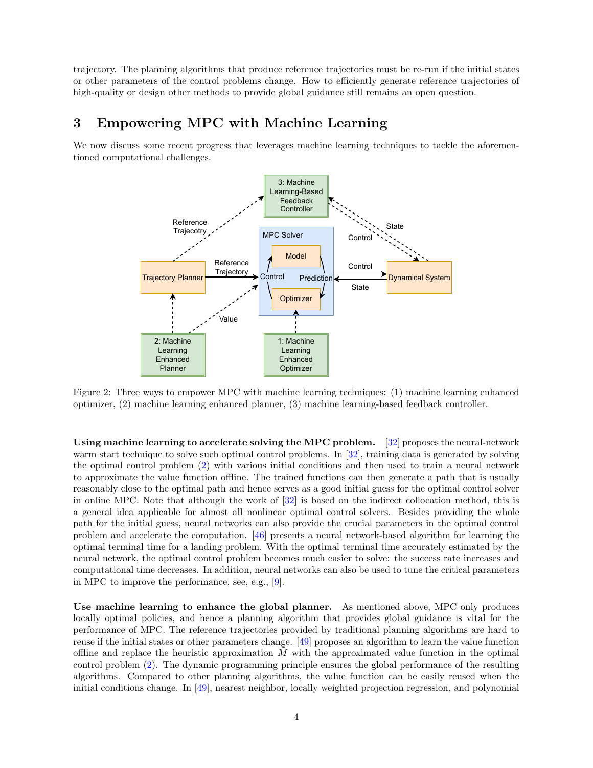trajectory. The planning algorithms that produce reference trajectories must be re-run if the initial states or other parameters of the control problems change. How to efficiently generate reference trajectories of high-quality or design other methods to provide global guidance still remains an open question.

# 3 Empowering MPC with Machine Learning

We now discuss some recent progress that leverages machine learning techniques to tackle the aforementioned computational challenges.

Figure 2: Three ways to empower MPC with machine learning techniques: (1) machine learning enhanced optimizer, (2) machine learning enhanced planner, (3) machine learning-based feedback controller.

**Using machine learning to accelerate solving the MPC problem.** [32] proposes the neural-network warm start technique to solve such optimal control problems. In [32], training data is generated by solving the optimal control problem (2) with various initial conditions and then used to train a neural network to approximate the value function offline. The trained functions can then generate a path that is usually reasonably close to the optimal path and hence serves as a good initial guess for the optimal control solver in online MPC. Note that although the work of [32] is based on the indirect collocation method, this is a general idea applicable for almost all nonlinear optimal control solvers. Besides providing the whole path for the initial guess, neural networks can also provide the crucial parameters in the optimal control problem and accelerate the computation. [46] presents a neural network-based algorithm for learning the optimal terminal time for a landing problem. With the optimal terminal time accurately estimated by the neural network, the optimal control problem becomes much easier to solve: the success rate increases and computational time decreases. In addition, neural networks can also be used to tune the critical parameters in MPC to improve the performance, see, e.g., [9].

**Use machine learning to enhance the global planner.** As mentioned above, MPC only produces locally optimal policies, and hence a planning algorithm that provides global guidance is vital for the performance of MPC. The reference trajectories provided by traditional planning algorithms are hard to reuse if the initial states or other parameters change. [49] proposes an algorithm to learn the value function offline and replace the heuristic approximation $M$ with the approximated value function in the optimal control problem (2). The dynamic programming principle ensures the global performance of the resulting algorithms. Compared to other planning algorithms, the value function can be easily reused when the initial conditions change. In [49], nearest neighbor, locally weighted projection regression, and polynomial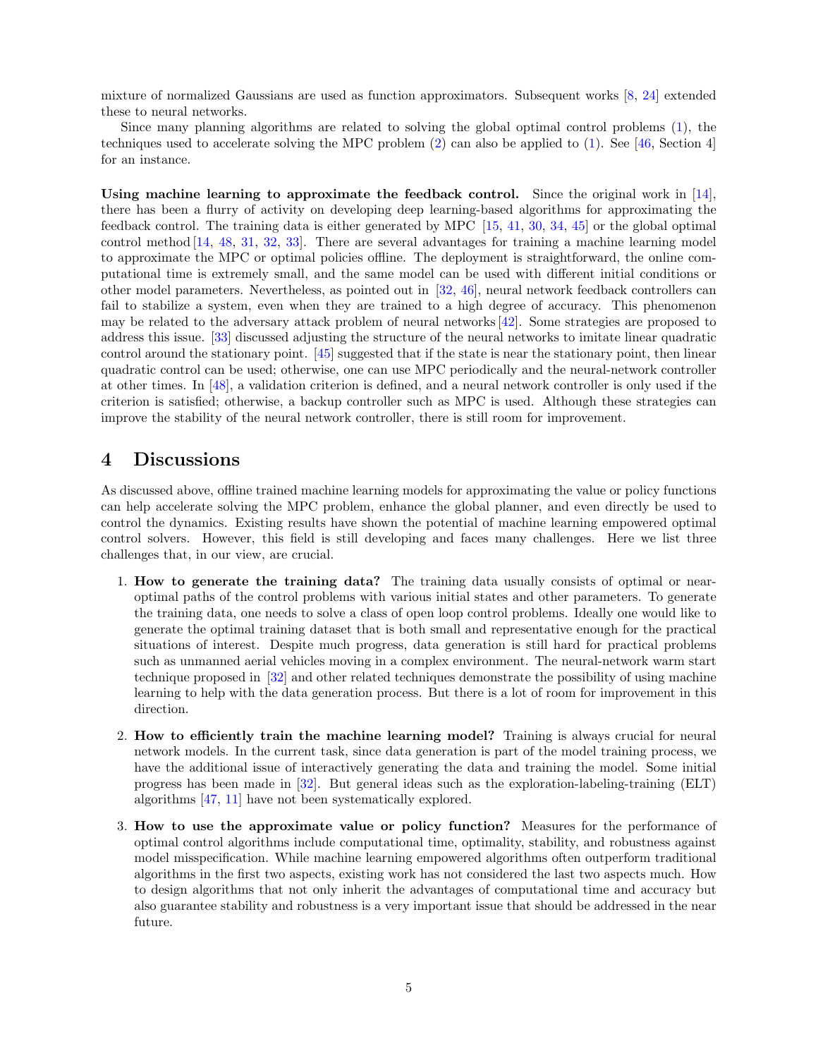mixture of normalized Gaussians are used as function approximators. Subsequent works [8, 24] extended these to neural networks.

Since many planning algorithms are related to solving the global optimal control problems (1), the techniques used to accelerate solving the MPC problem (2) can also be applied to (1). See [46, Section 4] for an instance.

**Using machine learning to approximate the feedback control.** Since the original work in [14], there has been a flurry of activity on developing deep learning-based algorithms for approximating the feedback control. The training data is either generated by MPC [15, 41, 30, 34, 45] or the global optimal control method [14, 48, 31, 32, 33]. There are several advantages for training a machine learning model to approximate the MPC or optimal policies offline. The deployment is straightforward, the online computational time is extremely small, and the same model can be used with different initial conditions or other model parameters. Nevertheless, as pointed out in [32, 46], neural network feedback controllers can fail to stabilize a system, even when they are trained to a high degree of accuracy. This phenomenon may be related to the adversary attack problem of neural networks [42]. Some strategies are proposed to address this issue. [33] discussed adjusting the structure of the neural networks to imitate linear quadratic control around the stationary point. [45] suggested that if the state is near the stationary point, then linear quadratic control can be used; otherwise, one can use MPC periodically and the neural-network controller at other times. In [48], a validation criterion is defined, and a neural network controller is only used if the criterion is satisfied; otherwise, a backup controller such as MPC is used. Although these strategies can improve the stability of the neural network controller, there is still room for improvement.

# 4 Discussions

As discussed above, offline trained machine learning models for approximating the value or policy functions can help accelerate solving the MPC problem, enhance the global planner, and even directly be used to control the dynamics. Existing results have shown the potential of machine learning empowered optimal control solvers. However, this field is still developing and faces many challenges. Here we list three challenges that, in our view, are crucial.

1. **How to generate the training data?** The training data usually consists of optimal or near-optimal paths of the control problems with various initial states and other parameters. To generate the training data, one needs to solve a class of open loop control problems. Ideally one would like to generate the optimal training dataset that is both small and representative enough for the practical situations of interest. Despite much progress, data generation is still hard for practical problems such as unmanned aerial vehicles moving in a complex environment. The neural-network warm start technique proposed in [32] and other related techniques demonstrate the possibility of using machine learning to help with the data generation process. But there is a lot of room for improvement in this direction.

2. **How to efficiently train the machine learning model?** Training is always crucial for neural network models. In the current task, since data generation is part of the model training process, we have the additional issue of interactively generating the data and training the model. Some initial progress has been made in [32]. But general ideas such as the exploration-labeling-training (ELT) algorithms [47, 11] have not been systematically explored.

3. **How to use the approximate value or policy function?** Measures for the performance of optimal control algorithms include computational time, optimality, stability, and robustness against model misspecification. While machine learning empowered algorithms often outperform traditional algorithms in the first two aspects, existing work has not considered the last two aspects much. How to design algorithms that not only inherit the advantages of computational time and accuracy but also guarantee stability and robustness is a very important issue that should be addressed in the near future.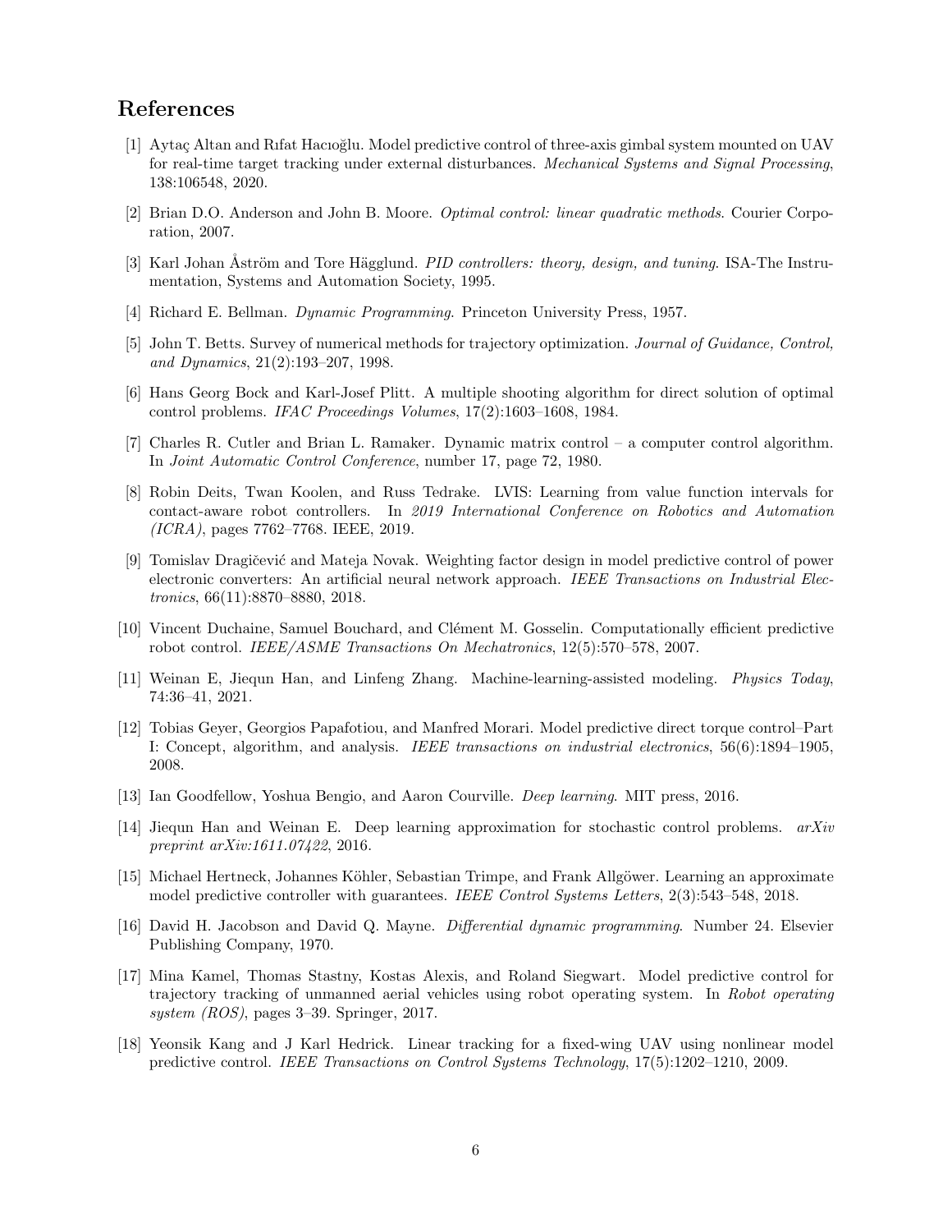## References

[1] Aytaç Altan and Rıfat Hacıoğlu. Model predictive control of three-axis gimbal system mounted on UAV for real-time target tracking under external disturbances. *Mechanical Systems and Signal Processing*, 138:106548, 2020.

[2] Brian D.O. Anderson and John B. Moore. *Optimal control: linear quadratic methods*. Courier Corporation, 2007.

[3] Karl Johan Åström and Tore Hägglund. *PID controllers: theory, design, and tuning*. ISA-The Instrumentation, Systems and Automation Society, 1995.

[4] Richard E. Bellman. *Dynamic Programming*. Princeton University Press, 1957.

[5] John T. Betts. Survey of numerical methods for trajectory optimization. *Journal of Guidance, Control, and Dynamics*, 21(2):193–207, 1998.

[6] Hans Georg Bock and Karl-Josef Plitt. A multiple shooting algorithm for direct solution of optimal control problems. *IFAC Proceedings Volumes*, 17(2):1603–1608, 1984.

[7] Charles R. Cutler and Brian L. Ramaker. Dynamic matrix control – a computer control algorithm. In *Joint Automatic Control Conference*, number 17, page 72, 1980.

[8] Robin Deits, Twan Koolen, and Russ Tedrake. LVIS: Learning from value function intervals for contact-aware robot controllers. In *2019 International Conference on Robotics and Automation (ICRA)*, pages 7762–7768. IEEE, 2019.

[9] Tomislav Dragičević and Mateja Novak. Weighting factor design in model predictive control of power electronic converters: An artificial neural network approach. *IEEE Transactions on Industrial Electronics*, 66(11):8870–8880, 2018.

[10] Vincent Duchaine, Samuel Bouchard, and Clément M. Gosselin. Computationally efficient predictive robot control. *IEEE/ASME Transactions On Mechatronics*, 12(5):570–578, 2007.

[11] Weinan E, Jiequn Han, and Linfeng Zhang. Machine-learning-assisted modeling. *Physics Today*, 74:36–41, 2021.

[12] Tobias Geyer, Georgios Papafotiou, and Manfred Morari. Model predictive direct torque control–Part I: Concept, algorithm, and analysis. *IEEE transactions on industrial electronics*, 56(6):1894–1905, 2008.

[13] Ian Goodfellow, Yoshua Bengio, and Aaron Courville. *Deep learning*. MIT press, 2016.

[14] Jiequn Han and Weinan E. Deep learning approximation for stochastic control problems. *arXiv preprint arXiv:1611.07422*, 2016.

[15] Michael Hertneck, Johannes Köhler, Sebastian Trimpe, and Frank Allgöwer. Learning an approximate model predictive controller with guarantees. *IEEE Control Systems Letters*, 2(3):543–548, 2018.

[16] David H. Jacobson and David Q. Mayne. *Differential dynamic programming*. Number 24. Elsevier Publishing Company, 1970.

[17] Mina Kamel, Thomas Stastny, Kostas Alexis, and Roland Siegwart. Model predictive control for trajectory tracking of unmanned aerial vehicles using robot operating system. In *Robot operating system (ROS)*, pages 3–39. Springer, 2017.

[18] Yeonsik Kang and J Karl Hedrick. Linear tracking for a fixed-wing UAV using nonlinear model predictive control. *IEEE Transactions on Control Systems Technology*, 17(5):1202–1210, 2009.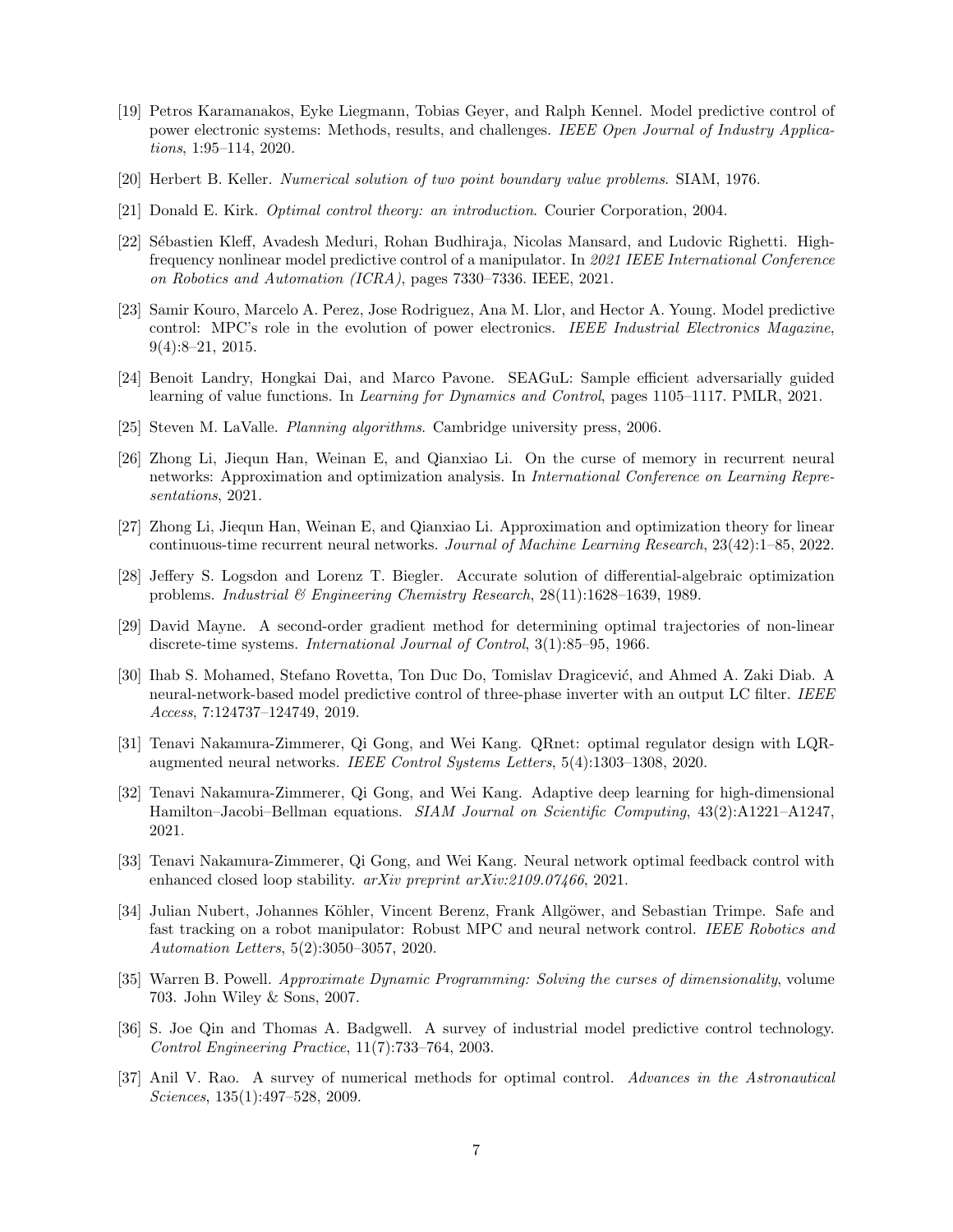[19] Petros Karamanakos, Eyke Liegmann, Tobias Geyer, and Ralph Kennel. Model predictive control of power electronic systems: Methods, results, and challenges. *IEEE Open Journal of Industry Applications*, 1:95–114, 2020.

[20] Herbert B. Keller. *Numerical solution of two point boundary value problems*. SIAM, 1976.

[21] Donald E. Kirk. *Optimal control theory: an introduction*. Courier Corporation, 2004.

[22] Sébastien Kleff, Avadesh Meduri, Rohan Budhiraja, Nicolas Mansard, and Ludovic Righetti. High-frequency nonlinear model predictive control of a manipulator. In *2021 IEEE International Conference on Robotics and Automation (ICRA)*, pages 7330–7336. IEEE, 2021.

[23] Samir Kouro, Marcelo A. Perez, Jose Rodriguez, Ana M. Llor, and Hector A. Young. Model predictive control: MPC's role in the evolution of power electronics. *IEEE Industrial Electronics Magazine*, 9(4):8–21, 2015.

[24] Benoit Landry, Hongkai Dai, and Marco Pavone. SEAGuL: Sample efficient adversarially guided learning of value functions. In *Learning for Dynamics and Control*, pages 1105–1117. PMLR, 2021.

[25] Steven M. LaValle. *Planning algorithms*. Cambridge university press, 2006.

[26] Zhong Li, Jiequn Han, Weinan E, and Qianxiao Li. On the curse of memory in recurrent neural networks: Approximation and optimization analysis. In *International Conference on Learning Representations*, 2021.

[27] Zhong Li, Jiequn Han, Weinan E, and Qianxiao Li. Approximation and optimization theory for linear continuous-time recurrent neural networks. *Journal of Machine Learning Research*, 23(42):1–85, 2022.

[28] Jeffery S. Logsdon and Lorenz T. Biegler. Accurate solution of differential-algebraic optimization problems. *Industrial & Engineering Chemistry Research*, 28(11):1628–1639, 1989.

[29] David Mayne. A second-order gradient method for determining optimal trajectories of non-linear discrete-time systems. *International Journal of Control*, 3(1):85–95, 1966.

[30] Ihab S. Mohamed, Stefano Rovetta, Ton Duc Do, Tomislav Dragicević, and Ahmed A. Zaki Diab. A neural-network-based model predictive control of three-phase inverter with an output LC filter. *IEEE Access*, 7:124737–124749, 2019.

[31] Tenavi Nakamura-Zimmerer, Qi Gong, and Wei Kang. QRnet: optimal regulator design with LQR-augmented neural networks. *IEEE Control Systems Letters*, 5(4):1303–1308, 2020.

[32] Tenavi Nakamura-Zimmerer, Qi Gong, and Wei Kang. Adaptive deep learning for high-dimensional Hamilton–Jacobi–Bellman equations. *SIAM Journal on Scientific Computing*, 43(2):A1221–A1247, 2021.

[33] Tenavi Nakamura-Zimmerer, Qi Gong, and Wei Kang. Neural network optimal feedback control with enhanced closed loop stability. *arXiv preprint arXiv:2109.07466*, 2021.

[34] Julian Nubert, Johannes Köhler, Vincent Berenz, Frank Allgöwer, and Sebastian Trimpe. Safe and fast tracking on a robot manipulator: Robust MPC and neural network control. *IEEE Robotics and Automation Letters*, 5(2):3050–3057, 2020.

[35] Warren B. Powell. *Approximate Dynamic Programming: Solving the curses of dimensionality*, volume 703. John Wiley & Sons, 2007.

[36] S. Joe Qin and Thomas A. Badgwell. A survey of industrial model predictive control technology. *Control Engineering Practice*, 11(7):733–764, 2003.

[37] Anil V. Rao. A survey of numerical methods for optimal control. *Advances in the Astronautical Sciences*, 135(1):497–528, 2009.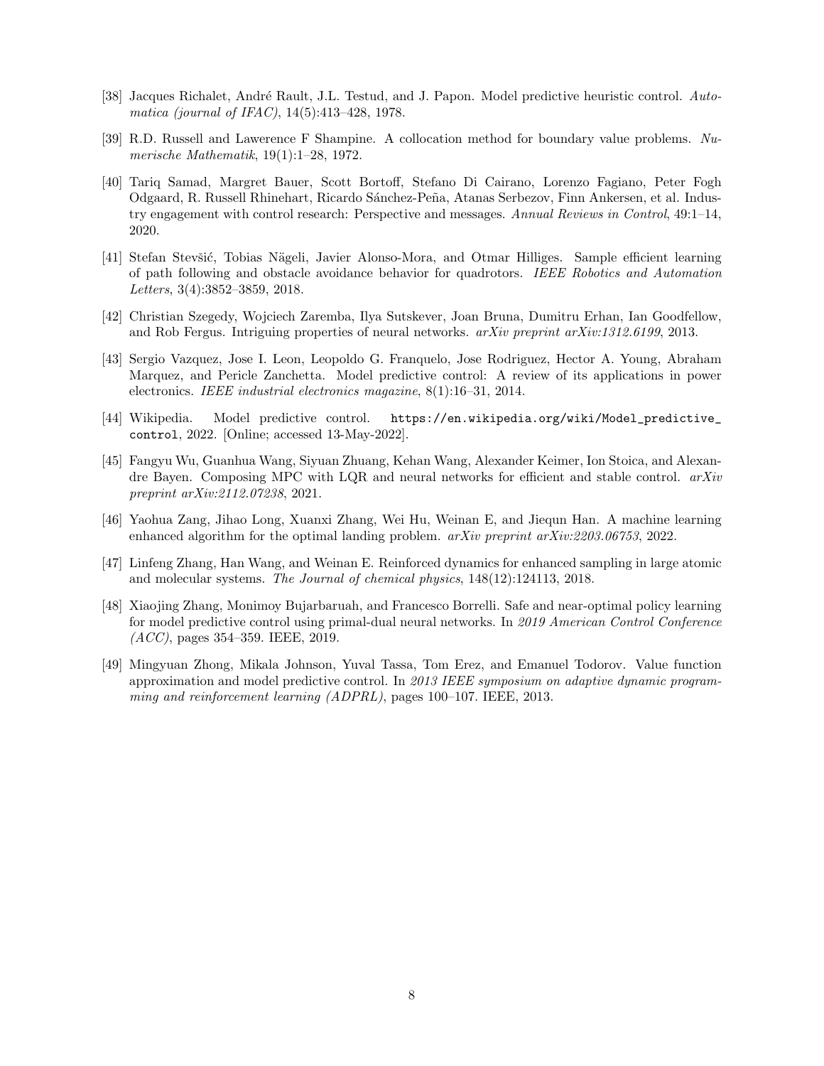[38] Jacques Richalet, André Rault, J.L. Testud, and J. Papon. Model predictive heuristic control. *Automatica (journal of IFAC)*, 14(5):413–428, 1978.

[39] R.D. Russell and Lawerence F Shampine. A collocation method for boundary value problems. *Numerische Mathematik*, 19(1):1–28, 1972.

[40] Tariq Samad, Margret Bauer, Scott Bortoff, Stefano Di Cairano, Lorenzo Fagiano, Peter Fogh Odgaard, R. Russell Rhinehart, Ricardo Sánchez-Peña, Atanas Serbezov, Finn Ankersen, et al. Industry engagement with control research: Perspective and messages. *Annual Reviews in Control*, 49:1–14, 2020.

[41] Stefan Stevšić, Tobias Nägeli, Javier Alonso-Mora, and Otmar Hilliges. Sample efficient learning of path following and obstacle avoidance behavior for quadrotors. *IEEE Robotics and Automation Letters*, 3(4):3852–3859, 2018.

[42] Christian Szegedy, Wojciech Zaremba, Ilya Sutskever, Joan Bruna, Dumitru Erhan, Ian Goodfellow, and Rob Fergus. Intriguing properties of neural networks. *arXiv preprint arXiv:1312.6199*, 2013.

[43] Sergio Vazquez, Jose I. Leon, Leopoldo G. Franquelo, Jose Rodriguez, Hector A. Young, Abraham Marquez, and Pericle Zanchetta. Model predictive control: A review of its applications in power electronics. *IEEE industrial electronics magazine*, 8(1):16–31, 2014.

[44] Wikipedia. Model predictive control. `https://en.wikipedia.org/wiki/Model_predictive_control`, 2022. [Online; accessed 13-May-2022].

[45] Fangyu Wu, Guanhua Wang, Siyuan Zhuang, Kehan Wang, Alexander Keimer, Ion Stoica, and Alexandre Bayen. Composing MPC with LQR and neural networks for efficient and stable control. *arXiv preprint arXiv:2112.07238*, 2021.

[46] Yaohua Zang, Jihao Long, Xuanxi Zhang, Wei Hu, Weinan E, and Jiequn Han. A machine learning enhanced algorithm for the optimal landing problem. *arXiv preprint arXiv:2203.06753*, 2022.

[47] Linfeng Zhang, Han Wang, and Weinan E. Reinforced dynamics for enhanced sampling in large atomic and molecular systems. *The Journal of chemical physics*, 148(12):124113, 2018.

[48] Xiaojing Zhang, Monimoy Bujarbaruah, and Francesco Borrelli. Safe and near-optimal policy learning for model predictive control using primal-dual neural networks. In *2019 American Control Conference (ACC)*, pages 354–359. IEEE, 2019.

[49] Mingyuan Zhong, Mikala Johnson, Yuval Tassa, Tom Erez, and Emanuel Todorov. Value function approximation and model predictive control. In *2013 IEEE symposium on adaptive dynamic programming and reinforcement learning (ADPRL)*, pages 100–107. IEEE, 2013.